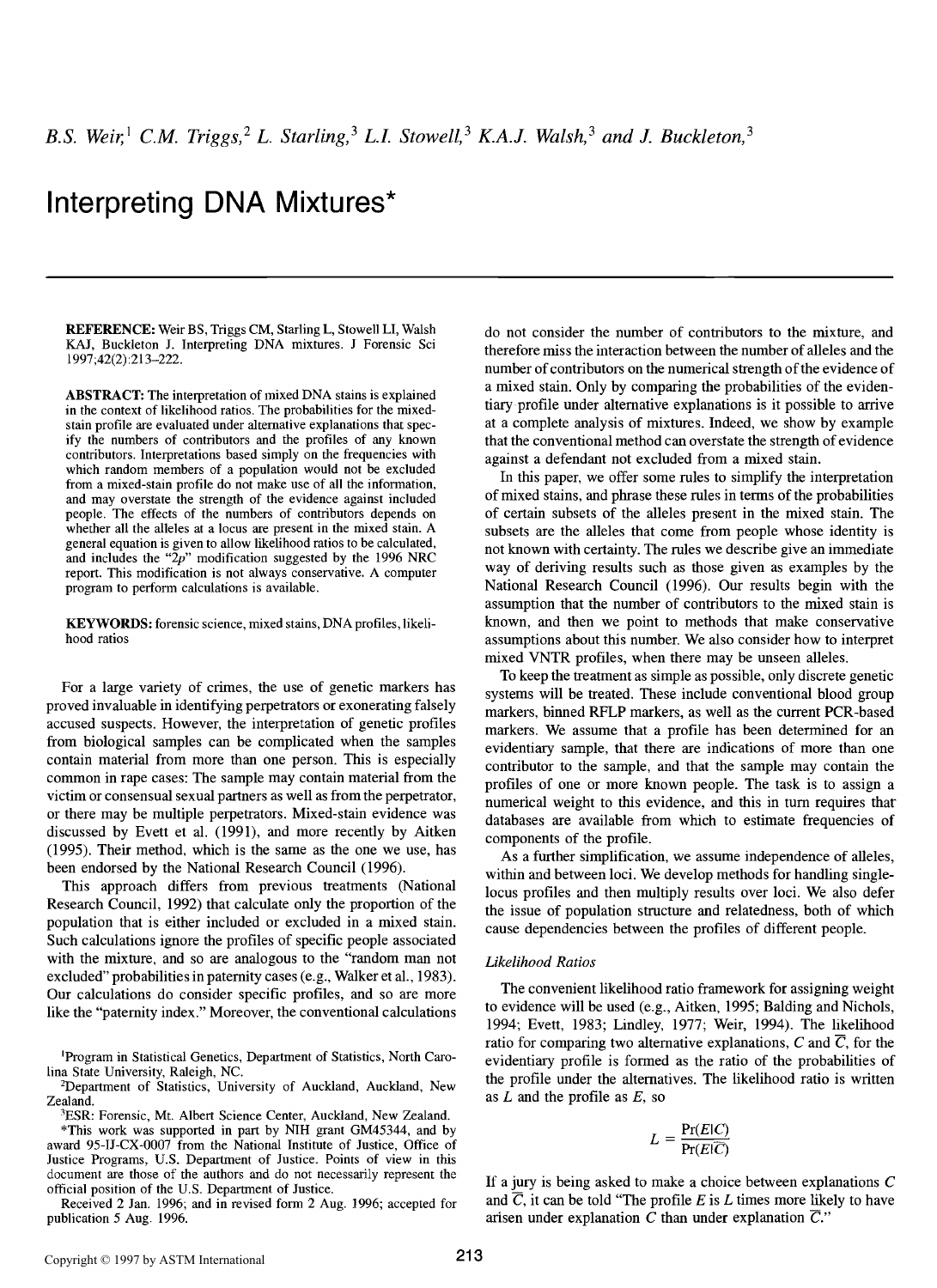*B.S. Weir,*[1] *C.M. Triggs,*[2] *L. Starling,*[3] *L.I. Stowell,*[3] *K.A.J. Walsh,*[3] *and J. Buckleton,*[3]

# Interpreting DNA Mixtures*

**REFERENCE:** Weir BS, Triggs CM, Starling L, Stowell LI, Walsh KAJ, Buckleton J. Interpreting DNA mixtures. J Forensic Sci 1997;42(2):213–222.

**ABSTRACT:** The interpretation of mixed DNA stains is explained in the context of likelihood ratios. The probabilities for the mixed-stain profile are evaluated under alternative explanations that specify the numbers of contributors and the profiles of any known contributors. Interpretations based simply on the frequencies with which random members of a population would not be excluded from a mixed-stain profile do not make use of all the information, and may overstate the strength of the evidence against included people. The effects of the numbers of contributors depends on whether all the alleles at a locus are present in the mixed stain. A general equation is given to allow likelihood ratios to be calculated, and includes the "$2p$" modification suggested by the 1996 NRC report. This modification is not always conservative. A computer program to perform calculations is available.

**KEYWORDS:** forensic science, mixed stains, DNA profiles, likelihood ratios

For a large variety of crimes, the use of genetic markers has proved invaluable in identifying perpetrators or exonerating falsely accused suspects. However, the interpretation of genetic profiles from biological samples can be complicated when the samples contain material from more than one person. This is especially common in rape cases: The sample may contain material from the victim or consensual sexual partners as well as from the perpetrator, or there may be multiple perpetrators. Mixed-stain evidence was discussed by Evett et al. (1991), and more recently by Aitken (1995). Their method, which is the same as the one we use, has been endorsed by the National Research Council (1996).

This approach differs from previous treatments (National Research Council, 1992) that calculate only the proportion of the population that is either included or excluded in a mixed stain. Such calculations ignore the profiles of specific people associated with the mixture, and so are analogous to the "random man not excluded" probabilities in paternity cases (e.g., Walker et al., 1983). Our calculations do consider specific profiles, and so are more like the "paternity index." Moreover, the conventional calculations do not consider the number of contributors to the mixture, and therefore miss the interaction between the number of alleles and the number of contributors on the numerical strength of the evidence of a mixed stain. Only by comparing the probabilities of the evidentiary profile under alternative explanations is it possible to arrive at a complete analysis of mixtures. Indeed, we show by example that the conventional method can overstate the strength of evidence against a defendant not excluded from a mixed stain.

In this paper, we offer some rules to simplify the interpretation of mixed stains, and phrase these rules in terms of the probabilities of certain subsets of the alleles present in the mixed stain. The subsets are the alleles that come from people whose identity is not known with certainty. The rules we describe give an immediate way of deriving results such as those given as examples by the National Research Council (1996). Our results begin with the assumption that the number of contributors to the mixed stain is known, and then we point to methods that make conservative assumptions about this number. We also consider how to interpret mixed VNTR profiles, when there may be unseen alleles.

To keep the treatment as simple as possible, only discrete genetic systems will be treated. These include conventional blood group markers, binned RFLP markers, as well as the current PCR-based markers. We assume that a profile has been determined for an evidentiary sample, that there are indications of more than one contributor to the sample, and that the sample may contain the profiles of one or more known people. The task is to assign a numerical weight to this evidence, and this in turn requires that databases are available from which to estimate frequencies of components of the profile.

As a further simplification, we assume independence of alleles, within and between loci. We develop methods for handling single-locus profiles and then multiply results over loci. We also defer the issue of population structure and relatedness, both of which cause dependencies between the profiles of different people.

### *Likelihood Ratios*

The convenient likelihood ratio framework for assigning weight to evidence will be used (e.g., Aitken, 1995; Balding and Nichols, 1994; Evett, 1983; Lindley, 1977; Weir, 1994). The likelihood ratio for comparing two alternative explanations, $C$ and $\overline{C}$, for the evidentiary profile is formed as the ratio of the probabilities of the profile under the alternatives. The likelihood ratio is written as $L$ and the profile as $E$, so

$$L = \frac{\Pr(E|C)}{\Pr(E|\overline{C})}$$

If a jury is being asked to make a choice between explanations $C$ and $\overline{C}$, it can be told "The profile $E$ is $L$ times more likely to have arisen under explanation $C$ than under explanation $\overline{C}$."

---

[1] Program in Statistical Genetics, Department of Statistics, North Carolina State University, Raleigh, NC.

[2] Department of Statistics, University of Auckland, Auckland, New Zealand.

[3] ESR: Forensic, Mt. Albert Science Center, Auckland, New Zealand.

*This work was supported in part by NIH grant GM45344, and by award 95-IJ-CX-0007 from the National Institute of Justice, Office of Justice Programs, U.S. Department of Justice. Points of view in this document are those of the authors and do not necessarily represent the official position of the U.S. Department of Justice.

Received 2 Jan. 1996; and in revised form 2 Aug. 1996; accepted for publication 5 Aug. 1996.

Copyright © 1997 by ASTM International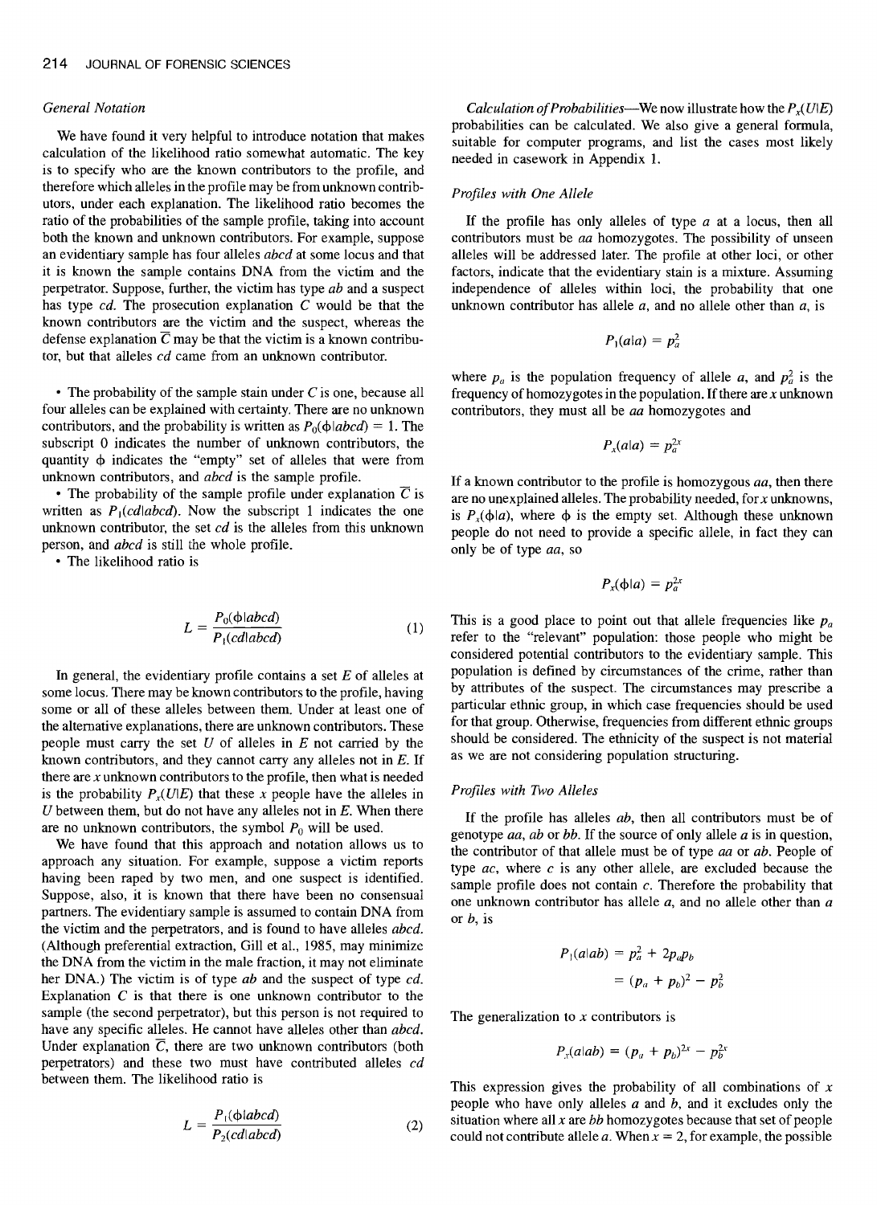## General Notation

We have found it very helpful to introduce notation that makes calculation of the likelihood ratio somewhat automatic. The key is to specify who are the known contributors to the profile, and therefore which alleles in the profile may be from unknown contributors, under each explanation. The likelihood ratio becomes the ratio of the probabilities of the sample profile, taking into account both the known and unknown contributors. For example, suppose an evidentiary sample has four alleles *abcd* at some locus and that it is known the sample contains DNA from the victim and the perpetrator. Suppose, further, the victim has type *ab* and a suspect has type *cd*. The prosecution explanation $C$ would be that the known contributors are the victim and the suspect, whereas the defense explanation $\overline{C}$ may be that the victim is a known contributor, but that alleles *cd* came from an unknown contributor.

- The probability of the sample stain under $C$ is one, because all four alleles can be explained with certainty. There are no unknown contributors, and the probability is written as $P_0(\phi|abcd) = 1$. The subscript 0 indicates the number of unknown contributors, the quantity $\phi$ indicates the "empty" set of alleles that were from unknown contributors, and *abcd* is the sample profile.
- The probability of the sample profile under explanation $\overline{C}$ is written as $P_1(cd|abcd)$. Now the subscript 1 indicates the one unknown contributor, the set *cd* is the alleles from this unknown person, and *abcd* is still the whole profile.
- The likelihood ratio is

$$L = \frac{P_0(\phi|abcd)}{P_1(cd|abcd)} \tag{1}$$

In general, the evidentiary profile contains a set $E$ of alleles at some locus. There may be known contributors to the profile, having some or all of these alleles between them. Under at least one of the alternative explanations, there are unknown contributors. These people must carry the set $U$ of alleles in $E$ not carried by the known contributors, and they cannot carry any alleles not in $E$. If there are $x$ unknown contributors to the profile, then what is needed is the probability $P_x(U|E)$ that these $x$ people have the alleles in $U$ between them, but do not have any alleles not in $E$. When there are no unknown contributors, the symbol $P_0$ will be used.

We have found that this approach and notation allows us to approach any situation. For example, suppose a victim reports having been raped by two men, and one suspect is identified. Suppose, also, it is known that there have been no consensual partners. The evidentiary sample is assumed to contain DNA from the victim and the perpetrators, and is found to have alleles *abcd*. (Although preferential extraction, Gill et al., 1985, may minimize the DNA from the victim in the male fraction, it may not eliminate her DNA.) The victim is of type *ab* and the suspect of type *cd*. Explanation $C$ is that there is one unknown contributor to the sample (the second perpetrator), but this person is not required to have any specific alleles. He cannot have alleles other than *abcd*. Under explanation $\overline{C}$, there are two unknown contributors (both perpetrators) and these two must have contributed alleles *cd* between them. The likelihood ratio is

$$L = \frac{P_1(\phi|abcd)}{P_2(cd|abcd)} \tag{2}$$

*Calculation of Probabilities*—We now illustrate how the $P_x(U|E)$ probabilities can be calculated. We also give a general formula, suitable for computer programs, and list the cases most likely needed in casework in Appendix 1.

### Profiles with One Allele

If the profile has only alleles of type $a$ at a locus, then all contributors must be *aa* homozygotes. The possibility of unseen alleles will be addressed later. The profile at other loci, or other factors, indicate that the evidentiary stain is a mixture. Assuming independence of alleles within loci, the probability that one unknown contributor has allele $a$, and no allele other than $a$, is

$$P_1(a|a) = p_a^2$$

where $p_a$ is the population frequency of allele $a$, and $p_a^2$ is the frequency of homozygotes in the population. If there are $x$ unknown contributors, they must all be *aa* homozygotes and

$$P_x(a|a) = p_a^{2x}$$

If a known contributor to the profile is homozygous *aa*, then there are no unexplained alleles. The probability needed, for $x$ unknowns, is $P_x(\phi|a)$, where $\phi$ is the empty set. Although these unknown people do not need to provide a specific allele, in fact they can only be of type *aa*, so

$$P_x(\phi|a) = p_a^{2x}$$

This is a good place to point out that allele frequencies like $p_a$ refer to the "relevant" population: those people who might be considered potential contributors to the evidentiary sample. This population is defined by circumstances of the crime, rather than by attributes of the suspect. The circumstances may prescribe a particular ethnic group, in which case frequencies should be used for that group. Otherwise, frequencies from different ethnic groups should be considered. The ethnicity of the suspect is not material as we are not considering population structuring.

### Profiles with Two Alleles

If the profile has alleles *ab*, then all contributors must be of genotype *aa*, *ab* or *bb*. If the source of only allele $a$ is in question, the contributor of that allele must be of type *aa* or *ab*. People of type *ac*, where $c$ is any other allele, are excluded because the sample profile does not contain $c$. Therefore the probability that one unknown contributor has allele $a$, and no allele other than $a$ or $b$, is

$$\begin{aligned} P_1(a|ab) &= p_a^2 + 2p_ap_b \\ &= (p_a + p_b)^2 - p_b^2 \end{aligned}$$

The generalization to $x$ contributors is

$$P_x(a|ab) = (p_a + p_b)^{2x} - p_b^{2x}$$

This expression gives the probability of all combinations of $x$ people who have only alleles $a$ and $b$, and it excludes only the situation where all $x$ are *bb* homozygotes because that set of people could not contribute allele $a$. When $x = 2$, for example, the possible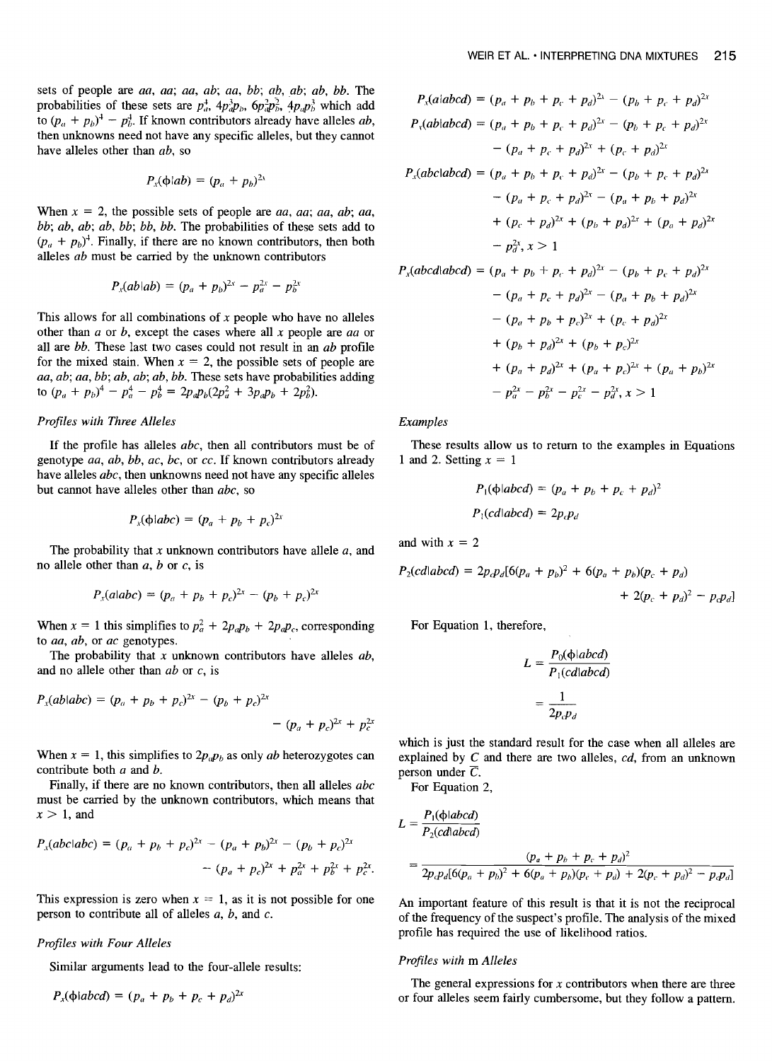sets of people are $aa$, $aa$; $aa$, $ab$; $aa$, $bb$; $ab$, $ab$; $ab$, $bb$. The probabilities of these sets are $p_a^4$, $4p_a^3p_b$, $6p_a^2p_b^2$, $4p_ap_b^3$ which add to $(p_a + p_b)^4 - p_b^4$. If known contributors already have alleles $ab$, then unknowns need not have any specific alleles, but they cannot have alleles other than $ab$, so

$$P_x(\phi|ab) = (p_a + p_b)^{2x}$$

When $x = 2$, the possible sets of people are $aa$, $aa$; $aa$, $ab$; $aa$, $bb$; $ab$, $ab$; $ab$, $bb$; $bb$, $bb$. The probabilities of these sets add to $(p_a + p_b)^4$. Finally, if there are no known contributors, then both alleles $ab$ must be carried by the unknown contributors

$$P_x(ab|ab) = (p_a + p_b)^{2x} - p_a^{2x} - p_b^{2x}$$

This allows for all combinations of $x$ people who have no alleles other than $a$ or $b$, except the cases where all $x$ people are $aa$ or all are $bb$. These last two cases could not result in an $ab$ profile for the mixed stain. When $x = 2$, the possible sets of people are $aa$, $ab$; $aa$, $bb$; $ab$, $ab$; $ab$, $bb$. These sets have probabilities adding to $(p_a + p_b)^4 - p_a^4 - p_b^4 = 2p_ap_b(2p_a^2 + 3p_ap_b + 2p_b^2)$.

*Profiles with Three Alleles*

If the profile has alleles $abc$, then all contributors must be of genotype $aa$, $ab$, $bb$, $ac$, $bc$, or $cc$. If known contributors already have alleles $abc$, then unknowns need not have any specific alleles but cannot have alleles other than $abc$, so

$$P_x(\phi|abc) = (p_a + p_b + p_c)^{2x}$$

The probability that $x$ unknown contributors have allele $a$, and no allele other than $a$, $b$ or $c$, is

$$P_x(a|abc) = (p_a + p_b + p_c)^{2x} - (p_b + p_c)^{2x}$$

When $x = 1$ this simplifies to $p_a^2 + 2p_ap_b + 2p_ap_c$, corresponding to $aa$, $ab$, or $ac$ genotypes.

The probability that $x$ unknown contributors have alleles $ab$, and no allele other than $ab$ or $c$, is

$$P_x(ab|abc) = (p_a + p_b + p_c)^{2x} - (p_b + p_c)^{2x} - (p_a + p_c)^{2x} + p_c^{2x}$$

When $x = 1$, this simplifies to $2p_ap_b$ as only $ab$ heterozygotes can contribute both $a$ and $b$.

Finally, if there are no known contributors, then all alleles $abc$ must be carried by the unknown contributors, which means that $x > 1$, and

$$P_x(abc|abc) = (p_a + p_b + p_c)^{2x} - (p_a + p_b)^{2x} - (p_b + p_c)^{2x} - (p_a + p_c)^{2x} + p_a^{2x} + p_b^{2x} + p_c^{2x}.$$

This expression is zero when $x = 1$, as it is not possible for one person to contribute all of alleles $a$, $b$, and $c$.

*Profiles with Four Alleles*

Similar arguments lead to the four-allele results:

$$P_x(\phi|abcd) = (p_a + p_b + p_c + p_d)^{2x}$$

$$P_x(a|abcd) = (p_a + p_b + p_c + p_d)^{2x} - (p_b + p_c + p_d)^{2x}$$

$$P_x(ab|abcd) = (p_a + p_b + p_c + p_d)^{2x} - (p_b + p_c + p_d)^{2x} - (p_a + p_c + p_d)^{2x} + (p_c + p_d)^{2x}$$

$$\begin{aligned}P_x(abc|abcd) = {} & (p_a + p_b + p_c + p_d)^{2x} - (p_b + p_c + p_d)^{2x} \\ & - (p_a + p_c + p_d)^{2x} - (p_a + p_b + p_d)^{2x} \\ & + (p_c + p_d)^{2x} + (p_b + p_d)^{2x} + (p_a + p_d)^{2x} \\ & - p_d^{2x}, x > 1\end{aligned}$$

$$\begin{aligned}P_x(abcd|abcd) = {} & (p_a + p_b + p_c + p_d)^{2x} - (p_b + p_c + p_d)^{2x} \\ & - (p_a + p_c + p_d)^{2x} - (p_a + p_b + p_d)^{2x} \\ & - (p_a + p_b + p_c)^{2x} + (p_c + p_d)^{2x} \\ & + (p_b + p_d)^{2x} + (p_b + p_c)^{2x} \\ & + (p_a + p_d)^{2x} + (p_a + p_c)^{2x} + (p_a + p_b)^{2x} \\ & - p_a^{2x} - p_b^{2x} - p_c^{2x} - p_d^{2x}, x > 1\end{aligned}$$

*Examples*

These results allow us to return to the examples in Equations 1 and 2. Setting $x = 1$

$$P_1(\phi|abcd) = (p_a + p_b + p_c + p_d)^2$$

$$P_1(cd|abcd) = 2p_cp_d$$

and with $x = 2$

$$P_2(cd|abcd) = 2p_cp_d[6(p_a + p_b)^2 + 6(p_a + p_b)(p_c + p_d) + 2(p_c + p_d)^2 - p_cp_d]$$

For Equation 1, therefore,

$$L = \frac{P_0(\phi|abcd)}{P_1(cd|abcd)} = \frac{1}{2p_cp_d}$$

which is just the standard result for the case when all alleles are explained by $C$ and there are two alleles, $cd$, from an unknown person under $\bar{C}$.

For Equation 2,

$$L = \frac{P_1(\phi|abcd)}{P_2(cd|abcd)} = \frac{(p_a + p_b + p_c + p_d)^2}{2p_cp_d[6(p_a + p_b)^2 + 6(p_a + p_b)(p_c + p_d) + 2(p_c + p_d)^2 - p_cp_d]}$$

An important feature of this result is that it is not the reciprocal of the frequency of the suspect's profile. The analysis of the mixed profile has required the use of likelihood ratios.

*Profiles with* m *Alleles*

The general expressions for $x$ contributors when there are three or four alleles seem fairly cumbersome, but they follow a pattern.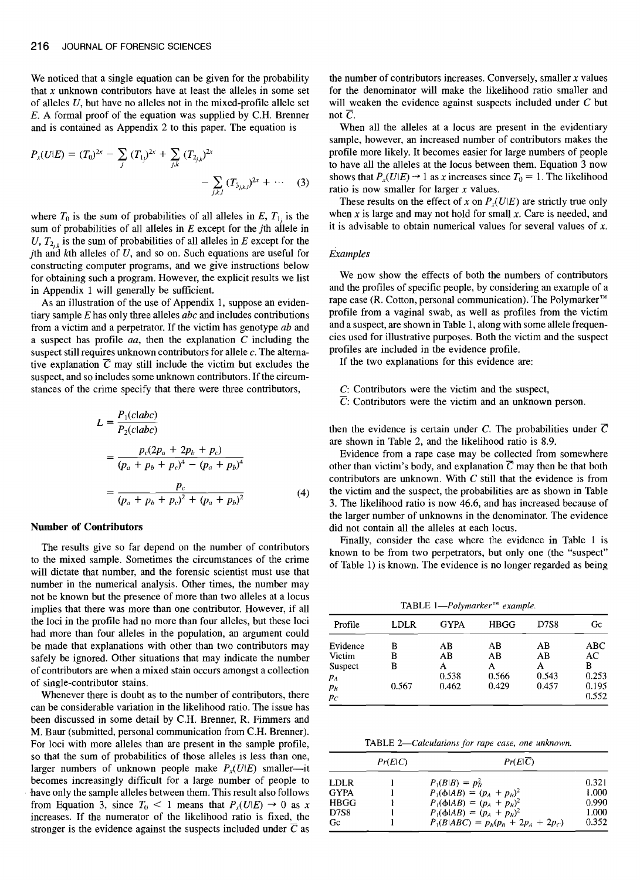We noticed that a single equation can be given for the probability that $x$ unknown contributors have at least the alleles in some set of alleles $U$, but have no alleles not in the mixed-profile allele set $E$. A formal proof of the equation was supplied by C.H. Brenner and is contained as Appendix 2 to this paper. The equation is

$$P_x(U|E) = (T_0)^{2x} - \sum_j (T_{1_j})^{2x} + \sum_{j,k} (T_{2_{j,k}})^{2x} - \sum_{j,k,l} (T_{3_{j,k,l}})^{2x} + \cdots \quad (3)$$

where $T_0$ is the sum of probabilities of all alleles in $E$, $T_{1_j}$ is the sum of probabilities of all alleles in $E$ except for the $j$th allele in $U$, $T_{2_{j,k}}$ is the sum of probabilities of all alleles in $E$ except for the $j$th and $k$th alleles of $U$, and so on. Such equations are useful for constructing computer programs, and we give instructions below for obtaining such a program. However, the explicit results we list in Appendix 1 will generally be sufficient.

As an illustration of the use of Appendix 1, suppose an evidentiary sample $E$ has only three alleles $abc$ and includes contributions from a victim and a perpetrator. If the victim has genotype $ab$ and a suspect has profile $aa$, then the explanation $C$ including the suspect still requires unknown contributors for allele $c$. The alternative explanation $\bar{C}$ may still include the victim but excludes the suspect, and so includes some unknown contributors. If the circumstances of the crime specify that there were three contributors,

$$L = \frac{P_1(c|abc)}{P_2(c|abc)}$$

$$= \frac{p_c(2p_a + 2p_b + p_c)}{(p_a + p_b + p_c)^4 - (p_a + p_b)^4}$$

$$= \frac{p_c}{(p_a + p_b + p_c)^2 + (p_a + p_b)^2} \quad (4)$$

## Number of Contributors

The results give so far depend on the number of contributors to the mixed sample. Sometimes the circumstances of the crime will dictate that number, and the forensic scientist must use that number in the numerical analysis. Other times, the number may not be known but the presence of more than two alleles at a locus implies that there was more than one contributor. However, if all the loci in the profile had no more than four alleles, but these loci had more than four alleles in the population, an argument could be made that explanations with other than two contributors may safely be ignored. Other situations that may indicate the number of contributors are when a mixed stain occurs amongst a collection of single-contributor stains.

Whenever there is doubt as to the number of contributors, there can be considerable variation in the likelihood ratio. The issue has been discussed in some detail by C.H. Brenner, R. Fimmers and M. Baur (submitted, personal communication from C.H. Brenner). For loci with more alleles than are present in the sample profile, so that the sum of probabilities of those alleles is less than one, larger numbers of unknown people make $P_x(U|E)$ smaller—it becomes increasingly difficult for a large number of people to have only the sample alleles between them. This result also follows from Equation 3, since $T_0 < 1$ means that $P_x(U|E) \rightarrow 0$ as $x$ increases. If the numerator of the likelihood ratio is fixed, the stronger is the evidence against the suspects included under $\bar{C}$ as the number of contributors increases. Conversely, smaller $x$ values for the denominator will make the likelihood ratio smaller and will weaken the evidence against suspects included under $C$ but not $\bar{C}$.

When all the alleles at a locus are present in the evidentiary sample, however, an increased number of contributors makes the profile more likely. It becomes easier for large numbers of people to have all the alleles at the locus between them. Equation 3 now shows that $P_x(U|E) \rightarrow 1$ as $x$ increases since $T_0 = 1$. The likelihood ratio is now smaller for larger $x$ values.

These results on the effect of $x$ on $P_x(U|E)$ are strictly true only when $x$ is large and may not hold for small $x$. Care is needed, and it is advisable to obtain numerical values for several values of $x$.

### *Examples*

We now show the effects of both the numbers of contributors and the profiles of specific people, by considering an example of a rape case (R. Cotton, personal communication). The Polymarker™ profile from a vaginal swab, as well as profiles from the victim and a suspect, are shown in Table 1, along with some allele frequencies used for illustrative purposes. Both the victim and the suspect profiles are included in the evidence profile.

If the two explanations for this evidence are:

$C$: Contributors were the victim and the suspect,
$\bar{C}$: Contributors were the victim and an unknown person.

then the evidence is certain under $C$. The probabilities under $\bar{C}$ are shown in Table 2, and the likelihood ratio is 8.9.

Evidence from a rape case may be collected from somewhere other than victim's body, and explanation $\bar{C}$ may then be that both contributors are unknown. With $C$ still that the evidence is from the victim and the suspect, the probabilities are as shown in Table 3. The likelihood ratio is now 46.6, and has increased because of the larger number of unknowns in the denominator. The evidence did not contain all the alleles at each locus.

Finally, consider the case where the evidence in Table 1 is known to be from two perpetrators, but only one (the "suspect" of Table 1) is known. The evidence is no longer regarded as being

TABLE 1—*Polymarker™ example.*

| Profile | LDLR | GYPA | HBGG | D7S8 | Gc |
|---|---|---|---|---|---|
| Evidence | B | AB | AB | AB | ABC |
| Victim | B | AB | AB | AB | AC |
| Suspect | B | A | A | A | B |
| $p_A$ | | 0.538 | 0.566 | 0.543 | 0.253 |
| $p_B$ | 0.567 | 0.462 | 0.429 | 0.457 | 0.195 |
| $p_C$ | | | | | 0.552 |

TABLE 2—*Calculations for rape case, one unknown.*

| | $Pr(E\|C)$ | $Pr(E\|\bar{C})$ | |
|---|---|---|---|
| LDLR | 1 | $P_1(B\|B) = p_B^2$ | 0.321 |
| GYPA | 1 | $P_1(\phi\|AB) = (p_A + p_B)^2$ | 1.000 |
| HBGG | 1 | $P_1(\phi\|AB) = (p_A + p_B)^2$ | 0.990 |
| D7S8 | 1 | $P_1(\phi\|AB) = (p_A + p_B)^2$ | 1.000 |
| Gc | 1 | $P_1(B\|ABC) = p_B(p_B + 2p_A + 2p_C)$ | 0.352 |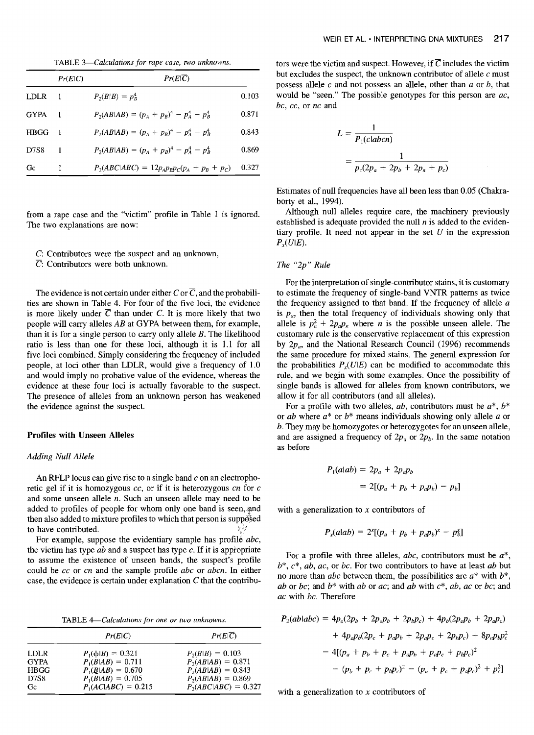TABLE 3—*Calculations for rape case, two unknowns.*

| | $Pr(E\|C)$ | $Pr(E\|\overline{C})$ | |
|---|---|---|---|
| LDLR | 1 | $P_2(B\|B) = p_B^4$ | 0.103 |
| GYPA | 1 | $P_2(AB\|AB) = (p_A + p_B)^4 - p_A^4 - p_B^4$ | 0.871 |
| HBGG | 1 | $P_2(AB\|AB) = (p_A + p_B)^4 - p_A^4 - p_B^4$ | 0.843 |
| D7S8 | 1 | $P_2(AB\|AB) = (p_A + p_B)^4 - p_A^4 - p_B^4$ | 0.869 |
| Gc | 1 | $P_2(ABC\|ABC) = 12p_Ap_Bp_C(p_A + p_B + p_C)$ | 0.327 |

from a rape case and the "victim" profile in Table 1 is ignored. The two explanations are now:

$C$: Contributors were the suspect and an unknown,
$\overline{C}$: Contributors were both unknown.

The evidence is not certain under either $C$ or $\overline{C}$, and the probabilities are shown in Table 4. For four of the five loci, the evidence is more likely under $\overline{C}$ than under $C$. It is more likely that two people will carry alleles $AB$ at GYPA between them, for example, than it is for a single person to carry only allele $B$. The likelihood ratio is less than one for these loci, although it is 1.1 for all five loci combined. Simply considering the frequency of included people, at loci other than LDLR, would give a frequency of 1.0 and would imply no probative value of the evidence, whereas the evidence at these four loci is actually favorable to the suspect. The presence of alleles from an unknown person has weakened the evidence against the suspect.

## Profiles with Unseen Alleles

### *Adding Null Allele*

An RFLP locus can give rise to a single band $c$ on an electrophoretic gel if it is homozygous $cc$, or if it is heterozygous $cn$ for $c$ and some unseen allele $n$. Such an unseen allele may need to be added to profiles of people for whom only one band is seen, and then also added to mixture profiles to which that person is supposed to have contributed.

For example, suppose the evidentiary sample has profile $abc$, the victim has type $ab$ and a suspect has type $c$. If it is appropriate to assume the existence of unseen bands, the suspect's profile could be $cc$ or $cn$ and the sample profile $abc$ or $abcn$. In either case, the evidence is certain under explanation $C$ that the contributors were the victim and suspect. However, if $\overline{C}$ includes the victim but excludes the suspect, the unknown contributor of allele $c$ must possess allele $c$ and not possess an allele, other than $a$ or $b$, that would be "seen." The possible genotypes for this person are $ac$, $bc$, $cc$, or $nc$ and

$$
\begin{aligned}
L &= \frac{1}{P_1(c|abcn)} \\
&= \frac{1}{p_c(2p_a + 2p_b + 2p_n + p_c)}
\end{aligned}
$$

Estimates of null frequencies have all been less than 0.05 (Chakraborty et al., 1994).

Although null alleles require care, the machinery previously established is adequate provided the null $n$ is added to the evidentiary profile. It need not appear in the set $U$ in the expression $P_x(U|E)$.

TABLE 4—*Calculations for one or two unknowns.*

| | $Pr(E\|C)$ | $Pr(E\|\overline{C})$ |
|---|---|---|
| LDLR | $P_1(\phi\|B) = 0.321$ | $P_2(B\|B) = 0.103$ |
| GYPA | $P_1(B\|AB) = 0.711$ | $P_2(AB\|AB) = 0.871$ |
| HBGG | $P_1(B\|AB) = 0.670$ | $P_2(AB\|AB) = 0.843$ |
| D7S8 | $P_1(B\|AB) = 0.705$ | $P_2(AB\|AB) = 0.869$ |
| Gc | $P_1(AC\|ABC) = 0.215$ | $P_2(ABC\|ABC) = 0.327$ |

### *The "2p" Rule*

For the interpretation of single-contributor stains, it is customary to estimate the frequency of single-band VNTR patterns as twice the frequency assigned to that band. If the frequency of allele $a$ is $p_a$, then the total frequency of individuals showing only that allele is $p_a^2 + 2p_ap_n$ where $n$ is the possible unseen allele. The customary rule is the conservative replacement of this expression by $2p_a$, and the National Research Council (1996) recommends the same procedure for mixed stains. The general expression for the probabilities $P_x(U|E)$ can be modified to accommodate this rule, and we begin with some examples. Once the possibility of single bands is allowed for alleles from known contributors, we allow it for all contributors (and all alleles).

For a profile with two alleles, $ab$, contributors must be $a^*$, $b^*$ or $ab$ where $a^*$ or $b^*$ means individuals showing only allele $a$ or $b$. They may be homozygotes or heterozygotes for an unseen allele, and are assigned a frequency of $2p_a$ or $2p_b$. In the same notation as before

$$
\begin{aligned}
P_1(a|ab) &= 2p_a + 2p_ap_b \\
&= 2[(p_a + p_b + p_ap_b) - p_b]
\end{aligned}
$$

with a generalization to $x$ contributors of

$$
P_x(a|ab) = 2^x[(p_a + p_b + p_ap_b)^x - p_b^x]
$$

For a profile with three alleles, $abc$, contributors must be $a^*$, $b^*$, $c^*$, $ab$, $ac$, or $bc$. For two contributors to have at least $ab$ but no more than $abc$ between them, the possibilities are $a^*$ with $b^*$, $ab$ or $bc$; and $b^*$ with $ab$ or $ac$; and $ab$ with $c^*$, $ab$, $ac$ or $bc$; and $ac$ with $bc$. Therefore

$$
\begin{aligned}
P_2(ab|abc) &= 4p_a(2p_b + 2p_ap_b + 2p_bp_c) + 4p_b(2p_ap_b + 2p_ap_c) \\
&\quad + 4p_ap_b(2p_c + p_ap_b + 2p_ap_c + 2p_bp_c) + 8p_ap_bp_c^2 \\
&= 4[(p_a + p_b + p_c + p_ap_b + p_ap_c + p_bp_c)^2 \\
&\quad - (p_b + p_c + p_bp_c)^2 - (p_a + p_c + p_ap_c)^2 + p_c^2]
\end{aligned}
$$

with a generalization to $x$ contributors of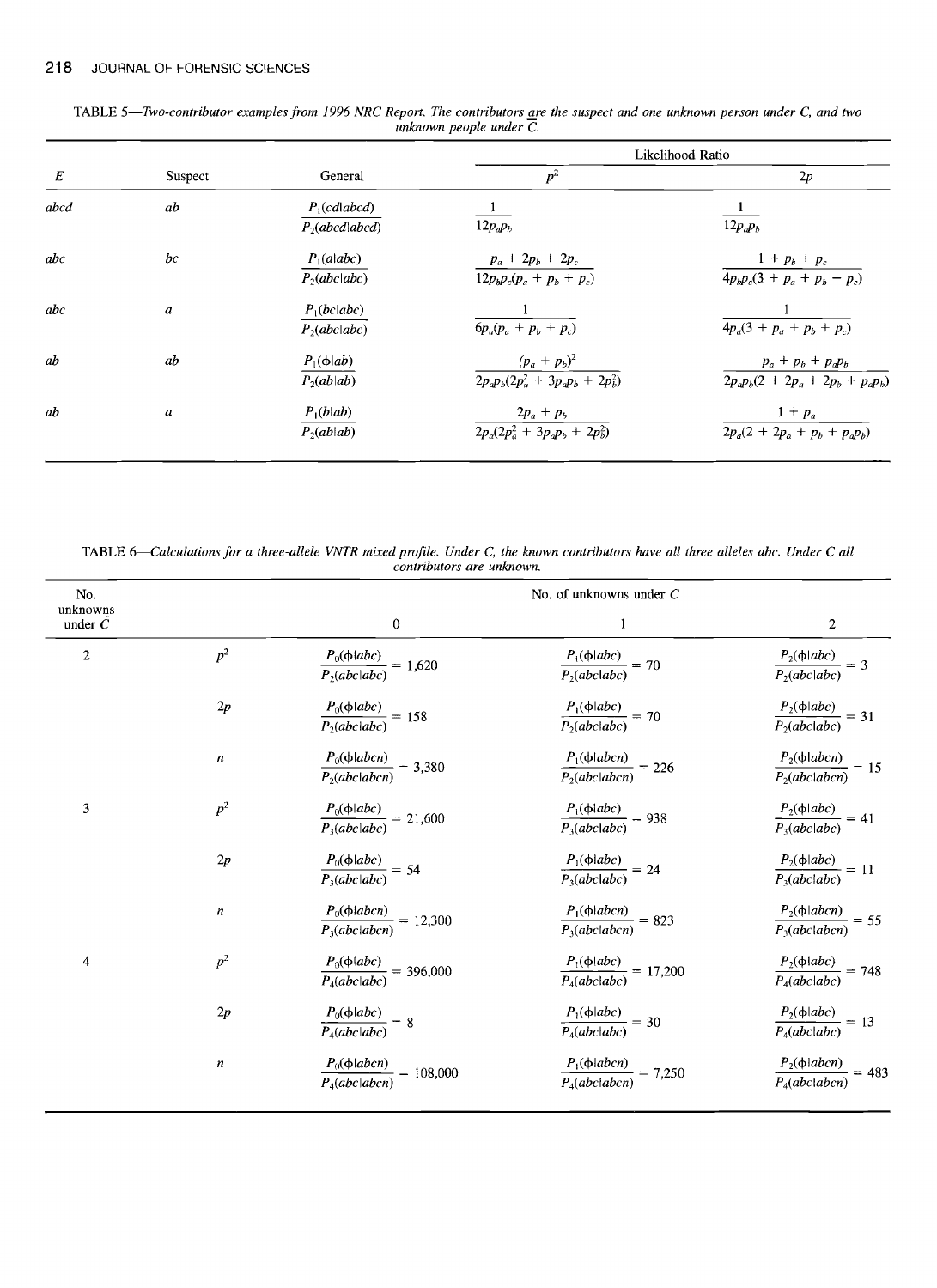TABLE 5—*Two-contributor examples from 1996 NRC Report. The contributors are the suspect and one unknown person under C, and two unknown people under $\bar{C}$.*

| $E$ | Suspect | General | Likelihood Ratio | |
|---|---|---|---|---|
| | | | $p^2$ | $2p$ |
| *abcd* | *ab* | $\dfrac{P_1(cd\|abcd)}{P_2(abcd\|abcd)}$ | $\dfrac{1}{12p_ap_b}$ | $\dfrac{1}{12p_ap_b}$ |
| *abc* | *bc* | $\dfrac{P_1(a\|abc)}{P_2(abc\|abc)}$ | $\dfrac{p_a + 2p_b + 2p_c}{12p_bp_c(p_a + p_b + p_c)}$ | $\dfrac{1 + p_b + p_c}{4p_bp_c(3 + p_a + p_b + p_c)}$ |
| *abc* | *a* | $\dfrac{P_1(bc\|abc)}{P_2(abc\|abc)}$ | $\dfrac{1}{6p_a(p_a + p_b + p_c)}$ | $\dfrac{1}{4p_a(3 + p_a + p_b + p_c)}$ |
| *ab* | *ab* | $\dfrac{P_1(\phi\|ab)}{P_2(ab\|ab)}$ | $\dfrac{(p_a + p_b)^2}{2p_ap_b(2p_a^2 + 3p_ap_b + 2p_b^2)}$ | $\dfrac{p_a + p_b + p_ap_b}{2p_ap_b(2 + 2p_a + 2p_b + p_ap_b)}$ |
| *ab* | *a* | $\dfrac{P_1(b\|ab)}{P_2(ab\|ab)}$ | $\dfrac{2p_a + p_b}{2p_a(2p_a^2 + 3p_ap_b + 2p_b^2)}$ | $\dfrac{1 + p_a}{2p_a(2 + 2p_a + p_b + p_ap_b)}$ |

TABLE 6—*Calculations for a three-allele VNTR mixed profile. Under C, the known contributors have all three alleles abc. Under $\bar{C}$ all contributors are unknown.*

| No. unknowns under $\bar{C}$ | | No. of unknowns under C | | |
|---|---|---|---|---|
| | | 0 | 1 | 2 |
| 2 | $p^2$ | $\dfrac{P_0(\phi\|abc)}{P_2(abc\|abc)} = 1{,}620$ | $\dfrac{P_1(\phi\|abc)}{P_2(abc\|abc)} = 70$ | $\dfrac{P_2(\phi\|abc)}{P_2(abc\|abc)} = 3$ |
| | $2p$ | $\dfrac{P_0(\phi\|abc)}{P_2(abc\|abc)} = 158$ | $\dfrac{P_1(\phi\|abc)}{P_2(abc\|abc)} = 70$ | $\dfrac{P_2(\phi\|abc)}{P_2(abc\|abc)} = 31$ |
| | $n$ | $\dfrac{P_0(\phi\|abcn)}{P_2(abc\|abcn)} = 3{,}380$ | $\dfrac{P_1(\phi\|abcn)}{P_2(abc\|abcn)} = 226$ | $\dfrac{P_2(\phi\|abcn)}{P_2(abc\|abcn)} = 15$ |
| 3 | $p^2$ | $\dfrac{P_0(\phi\|abc)}{P_3(abc\|abc)} = 21{,}600$ | $\dfrac{P_1(\phi\|abc)}{P_3(abc\|abc)} = 938$ | $\dfrac{P_2(\phi\|abc)}{P_3(abc\|abc)} = 41$ |
| | $2p$ | $\dfrac{P_0(\phi\|abc)}{P_3(abc\|abc)} = 54$ | $\dfrac{P_1(\phi\|abc)}{P_3(abc\|abc)} = 24$ | $\dfrac{P_2(\phi\|abc)}{P_3(abc\|abc)} = 11$ |
| | $n$ | $\dfrac{P_0(\phi\|abcn)}{P_3(abc\|abcn)} = 12{,}300$ | $\dfrac{P_1(\phi\|abcn)}{P_3(abc\|abcn)} = 823$ | $\dfrac{P_2(\phi\|abcn)}{P_3(abc\|abcn)} = 55$ |
| 4 | $p^2$ | $\dfrac{P_0(\phi\|abc)}{P_4(abc\|abc)} = 396{,}000$ | $\dfrac{P_1(\phi\|abc)}{P_4(abc\|abc)} = 17{,}200$ | $\dfrac{P_2(\phi\|abc)}{P_4(abc\|abc)} = 748$ |
| | $2p$ | $\dfrac{P_0(\phi\|abc)}{P_4(abc\|abc)} = 8$ | $\dfrac{P_1(\phi\|abc)}{P_4(abc\|abc)} = 30$ | $\dfrac{P_2(\phi\|abc)}{P_4(abc\|abc)} = 13$ |
| | $n$ | $\dfrac{P_0(\phi\|abcn)}{P_4(abc\|abcn)} = 108{,}000$ | $\dfrac{P_1(\phi\|abcn)}{P_4(abc\|abcn)} = 7{,}250$ | $\dfrac{P_2(\phi\|abcn)}{P_4(abc\|abcn)} = 483$ |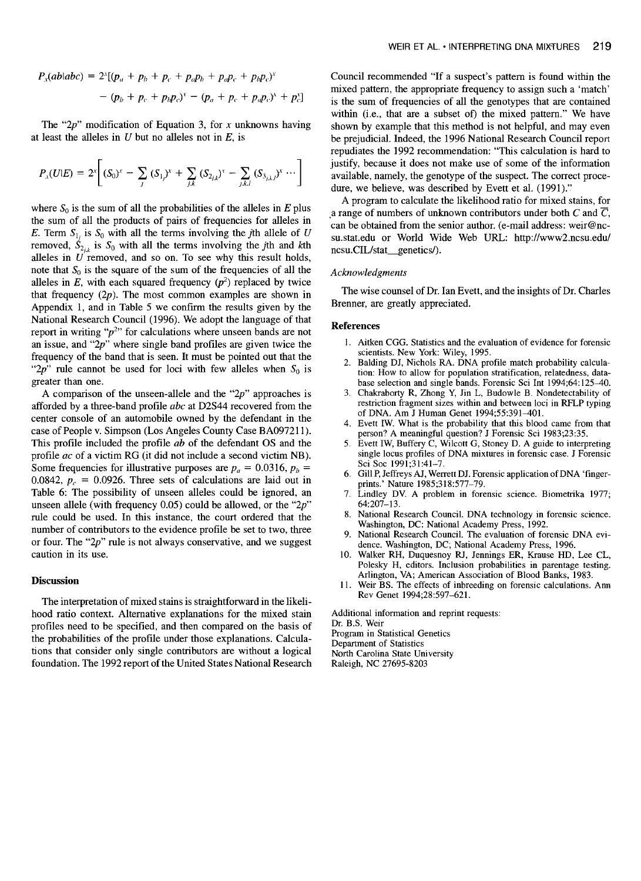$$P_x(ab|abc) = 2^x[(p_a + p_b + p_c + p_ap_b + p_ap_c + p_bp_c)^x - (p_b + p_c + p_bp_c)^x - (p_a + p_c + p_ap_c)^x + p_c^x]$$

The "2*p*" modification of Equation 3, for $x$ unknowns having at least the alleles in $U$ but no alleles not in $E$, is

$$P_x(U|E) = 2^x\left[(S_0)^x - \sum_j (S_{1_j})^x + \sum_{j,k} (S_{2_{j,k}})^x - \sum_{j,k,l} (S_{3_{j,k,l}})^x \cdots\right]$$

where $S_0$ is the sum of all the probabilities of the alleles in $E$ plus the sum of all the products of pairs of frequencies for alleles in $E$. Term $S_{1_j}$ is $S_0$ with all the terms involving the $j$th allele of $U$ removed, $S_{2_{j,k}}$ is $S_0$ with all the terms involving the $j$th and $k$th alleles in $U$ removed, and so on. To see why this result holds, note that $S_0$ is the square of the sum of the frequencies of all the alleles in $E$, with each squared frequency ($p^2$) replaced by twice that frequency ($2p$). The most common examples are shown in Appendix 1, and in Table 5 we confirm the results given by the National Research Council (1996). We adopt the language of that report in writing "$p^2$" for calculations where unseen bands are not an issue, and "2*p*" where single band profiles are given twice the frequency of the band that is seen. It must be pointed out that the "2*p*" rule cannot be used for loci with few alleles when $S_0$ is greater than one.

A comparison of the unseen-allele and the "2*p*" approaches is afforded by a three-band profile *abc* at D2S44 recovered from the center console of an automobile owned by the defendant in the case of People v. Simpson (Los Angeles County Case BA097211). This profile included the profile *ab* of the defendant OS and the profile *ac* of a victim RG (it did not include a second victim NB). Some frequencies for illustrative purposes are $p_a = 0.0316$, $p_b = 0.0842$, $p_c = 0.0926$. Three sets of calculations are laid out in Table 6: The possibility of unseen alleles could be ignored, an unseen allele (with frequency 0.05) could be allowed, or the "2*p*" rule could be used. In this instance, the court ordered that the number of contributors to the evidence profile be set to two, three or four. The "2*p*" rule is not always conservative, and we suggest caution in its use.

## Discussion

The interpretation of mixed stains is straightforward in the likelihood ratio context. Alternative explanations for the mixed stain profiles need to be specified, and then compared on the basis of the probabilities of the profile under those explanations. Calculations that consider only single contributors are without a logical foundation. The 1992 report of the United States National Research Council recommended "If a suspect's pattern is found within the mixed pattern, the appropriate frequency to assign such a 'match' is the sum of frequencies of all the genotypes that are contained within (i.e., that are a subset of) the mixed pattern." We have shown by example that this method is not helpful, and may even be prejudicial. Indeed, the 1996 National Research Council report repudiates the 1992 recommendation: "This calculation is hard to justify, because it does not make use of some of the information available, namely, the genotype of the suspect. The correct procedure, we believe, was described by Evett et al. (1991)."

A program to calculate the likelihood ratio for mixed stains, for a range of numbers of unknown contributors under both $C$ and $\overline{C}$, can be obtained from the senior author. (e-mail address: weir@ncsu.stat.edu or World Wide Web URL: http://www2.ncsu.edu/ncsu.CIL/stat_genetics/).

### Acknowledgments

The wise counsel of Dr. Ian Evett, and the insights of Dr. Charles Brenner, are greatly appreciated.

## References

1. Aitken CGG. Statistics and the evaluation of evidence for forensic scientists. New York: Wiley, 1995.
2. Balding DJ, Nichols RA. DNA profile match probability calculation: How to allow for population stratification, relatedness, database selection and single bands. Forensic Sci Int 1994;64:125–40.
3. Chakraborty R, Zhong Y, Jin L, Budowle B. Nondetectability of restriction fragment sizes within and between loci in RFLP typing of DNA. Am J Human Genet 1994;55:391–401.
4. Evett IW. What is the probability that this blood came from that person? A meaningful question? J Forensic Sci 1983;23:35.
5. Evett IW, Buffery C, Wilcott G, Stoney D. A guide to interpreting single locus profiles of DNA mixtures in forensic case. J Forensic Sci Soc 1991;31:41–7.
6. Gill P, Jeffreys AJ, Werrett DJ. Forensic application of DNA 'fingerprints.' Nature 1985;318:577–79.
7. Lindley DV. A problem in forensic science. Biometrika 1977; 64:207–13.
8. National Research Council. DNA technology in forensic science. Washington, DC: National Academy Press, 1992.
9. National Research Council. The evaluation of forensic DNA evidence. Washington, DC; National Academy Press, 1996.
10. Walker RH, Duquesnoy RJ, Jennings ER, Krause HD, Lee CL, Polesky H, editors. Inclusion probabilities in parentage testing. Arlington, VA; American Association of Blood Banks, 1983.
11. Weir BS. The effects of inbreeding on forensic calculations. Ann Rev Genet 1994;28:597–621.

Additional information and reprint requests:
Dr. B.S. Weir
Program in Statistical Genetics
Department of Statistics
North Carolina State University
Raleigh, NC 27695-8203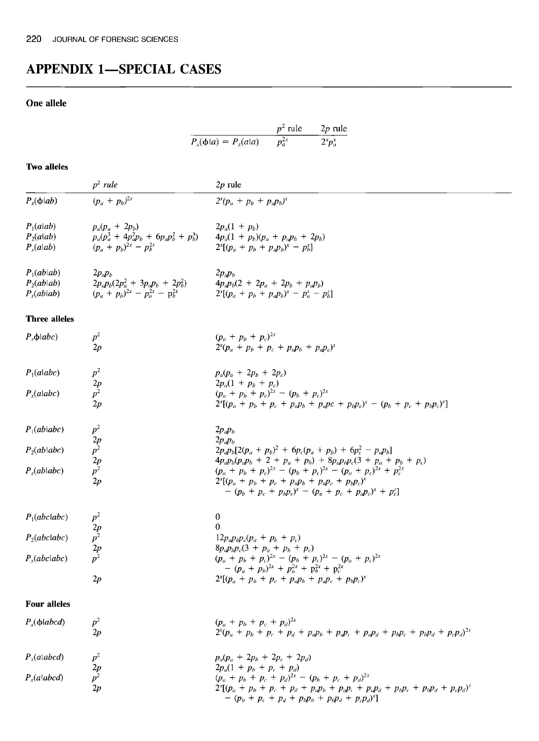# APPENDIX 1—SPECIAL CASES

## One allele

| | $p^2$ rule | $2p$ rule |
|---|---|---|
| $P_x(\phi\|a) = P_x(a\|a)$ | $p_a^{2x}$ | $2^x p_a^x$ |

## Two alleles

| | $p^2$ rule | $2p$ rule |
|---|---|---|
| $P_x(\phi\|ab)$ | $(p_a + p_b)^{2x}$ | $2^x(p_a + p_b + p_ap_b)^x$ |
| $P_1(a\|ab)$ | $p_a(p_a + 2p_b)$ | $2p_a(1 + p_b)$ |
| $P_2(a\|ab)$ | $p_a(p_a^3 + 4p_a^2p_b + 6p_ap_b^2 + p_b^3)$ | $4p_a(1 + p_b)(p_a + p_ap_b + 2p_b)$ |
| $P_x(a\|ab)$ | $(p_a + p_b)^{2x} - p_b^{2x}$ | $2^x[(p_a + p_b + p_ap_b)^x - p_b^x]$ |
| $P_1(ab\|ab)$ | $2p_ap_b$ | $2p_ap_b$ |
| $P_2(ab\|ab)$ | $2p_ap_b(2p_a^2 + 3p_ap_b + 2p_b^2)$ | $4p_ap_b(2 + 2p_a + 2p_b + p_ap_b)$ |
| $P_x(ab\|ab)$ | $(p_a + p_b)^{2x} - p_a^{2x} - p_b^{2x}$ | $2^x[(p_a + p_b + p_ap_b)^x - p_a^x - p_b^x]$ |

## Three alleles

| | | |
|---|---|---|
| $P_x(\phi\|abc)$ | $p^2$ | $(p_a + p_b + p_c)^{2x}$ |
| | $2p$ | $2^x(p_a + p_b + p_c + p_ap_b + p_ap_c)^x$ |
| $P_1(a\|abc)$ | $p^2$ | $p_a(p_a + 2p_b + 2p_c)$ |
| | $2p$ | $2p_a(1 + p_b + p_c)$ |
| $P_x(a\|abc)$ | $p^2$ | $(p_a + p_b + p_c)^{2x} - (p_b + p_c)^{2x}$ |
| | $2p$ | $2^x[(p_a + p_b + p_c + p_ap_b + p_apc + p_bp_c)^x - (p_b + p_c + p_bp_c)^x]$ |
| $P_1(ab\|abc)$ | $p^2$ | $2p_ap_b$ |
| | $2p$ | $2p_ap_b$ |
| $P_2(ab\|abc)$ | $p^2$ | $2p_ap_b[2(p_a + p_b)^2 + 6p_c(p_a + p_b) + 6p_c^2 - p_ap_b]$ |
| | $2p$ | $4p_ap_b(p_ap_b + 2 + p_a + p_b) + 8p_ap_bp_c(3 + p_a + p_b + p_c)$ |
| $P_x(ab\|abc)$ | $p^2$ | $(p_a + p_b + p_c)^{2x} - (p_b + p_c)^{2x} - (p_a + p_c)^{2x} + p_c^{2x}$ |
| | $2p$ | $2^x[(p_a + p_b + p_c + p_ap_b + p_ap_c + p_bp_c)^x - (p_b + p_c + p_bp_c)^x - (p_a + p_c + p_ap_c)^x + p_c^x]$ |
| $P_1(abc\|abc)$ | $p^2$ | $0$ |
| | $2p$ | $0$ |
| $P_2(abc\|abc)$ | $p^2$ | $12p_ap_bp_c(p_a + p_b + p_c)$ |
| | $2p$ | $8p_ap_bp_c(3 + p_a + p_b + p_c)$ |
| $P_x(abc\|abc)$ | $p^2$ | $(p_a + p_b + p_c)^{2x} - (p_b + p_c)^{2x} - (p_a + p_c)^{2x} - (p_a + p_b)^{2x} + p_a^{2x} + p_b^{2x} + p_c^{2x}$ |
| | $2p$ | $2^x[(p_a + p_b + p_c + p_ap_b + p_ap_c + p_bp_c)^x$ |

## Four alleles

| | | |
|---|---|---|
| $P_x(\phi\|abcd)$ | $p^2$ | $(p_a + p_b + p_c + p_d)^{2x}$ |
| | $2p$ | $2^x(p_a + p_b + p_c + p_d + p_ap_b + p_ap_c + p_ap_d + p_bp_c + p_bp_d + p_cp_d)^{2x}$ |
| $P_1(a\|abcd)$ | $p^2$ | $p_a(p_a + 2p_b + 2p_c + 2p_d)$ |
| | $2p$ | $2p_a(1 + p_b + p_c + p_d)$ |
| $P_x(a\|abcd)$ | $p^2$ | $(p_a + p_b + p_c + p_d)^{2x} - (p_b + p_c + p_d)^{2x}$ |
| | $2p$ | $2^x[(p_a + p_b + p_c + p_d + p_ap_b + p_ap_c + p_ap_d + p_bp_c + p_bp_d + p_cp_d)^x - (p_b + p_c + p_d + p_bp_b + p_bp_d + p_cp_d)^x]$ |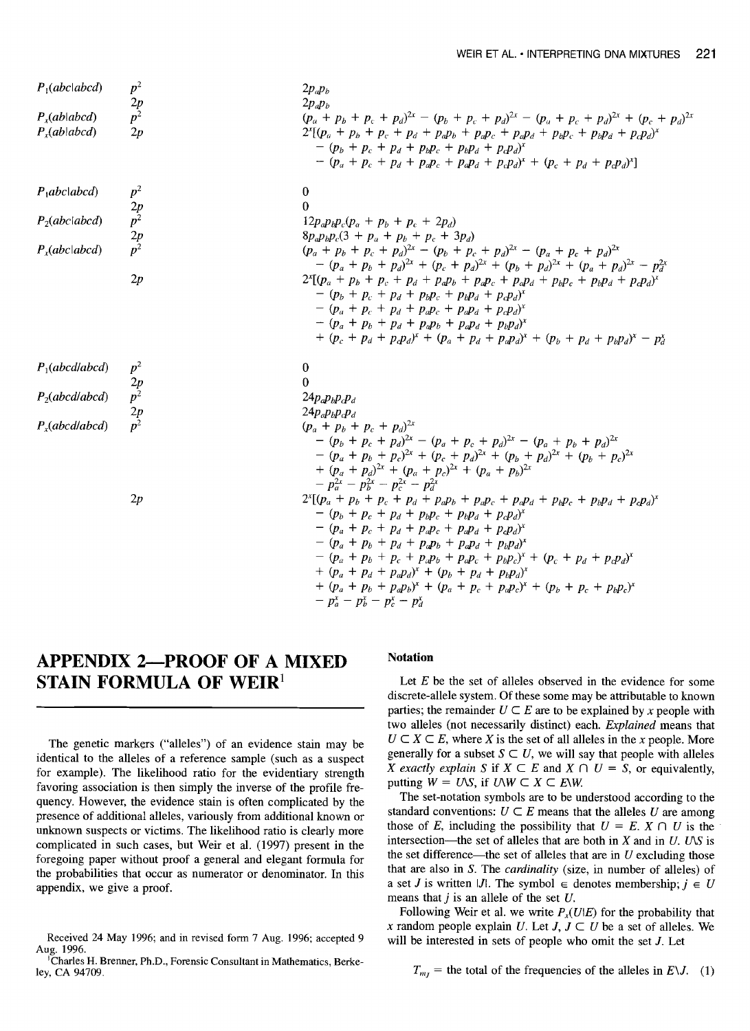| | | |
|---|---|---|
| $P_1(abc\|abcd)$ | $p^2$ | $2p_ap_b$ |
| | $2p$ | $2p_ap_b$ |
| $P_x(ab\|abcd)$ | $p^2$ | $(p_a + p_b + p_c + p_d)^{2x} - (p_b + p_c + p_d)^{2x} - (p_a + p_c + p_d)^{2x} + (p_c + p_d)^{2x}$ |
| $P_x(ab\|abcd)$ | $2p$ | $2^x[(p_a + p_b + p_c + p_d + p_ap_b + p_ap_c + p_ap_d + p_bp_c + p_bp_d + p_cp_d)^x$ $- (p_b + p_c + p_d + p_bp_c + p_bp_d + p_cp_d)^x$ $- (p_a + p_c + p_d + p_ap_c + p_ap_d + p_cp_d)^x + (p_c + p_d + p_cp_d)^x]$ |
| $P_1abc\|abcd)$ | $p^2$ | $0$ |
| | $2p$ | $0$ |
| $P_2(abc\|abcd)$ | $p^2$ | $12p_ap_bp_c(p_a + p_b + p_c + 2p_d)$ |
| | $2p$ | $8p_ap_bp_c(3 + p_a + p_b + p_c + 3p_d)$ |
| $P_x(abc\|abcd)$ | $p^2$ | $(p_a + p_b + p_c + p_d)^{2x} - (p_b + p_c + p_d)^{2x} - (p_a + p_c + p_d)^{2x}$ $- (p_a + p_b + p_d)^{2x} + (p_c + p_d)^{2x} + (p_b + p_d)^{2x} + (p_a + p_d)^{2x} - p_d^{2x}$ |
| | $2p$ | $2^x[(p_a + p_b + p_c + p_d + p_ap_b + p_ap_c + p_ap_d + p_bp_c + p_bp_d + p_cp_d)^x$ $- (p_b + p_c + p_d + p_bp_c + p_bp_d + p_cp_d)^x$ $- (p_a + p_c + p_d + p_ap_c + p_ap_d + p_cp_d)^x$ $- (p_a + p_b + p_d + p_ap_b + p_ap_d + p_bp_d)^x$ $+ (p_c + p_d + p_cp_d)^x + (p_a + p_d + p_ap_d)^x + (p_b + p_d + p_bp_d)^x - p_d^x$ |
| $P_1(abcd\|abcd)$ | $p^2$ | $0$ |
| | $2p$ | $0$ |
| $P_2(abcd\|abcd)$ | $p^2$ | $24p_ap_bp_cp_d$ |
| | $2p$ | $24p_ap_bp_cp_d$ |
| $P_x(abcd\|abcd)$ | $p^2$ | $(p_a + p_b + p_c + p_d)^{2x}$ $- (p_b + p_c + p_d)^{2x} - (p_a + p_c + p_d)^{2x} - (p_a + p_b + p_d)^{2x}$ $- (p_a + p_b + p_c)^{2x} + (p_c + p_d)^{2x} + (p_b + p_d)^{2x} + (p_b + p_c)^{2x}$ $+ (p_a + p_d)^{2x} + (p_a + p_c)^{2x} + (p_a + p_b)^{2x}$ $- p_a^{2x} - p_b^{2x} - p_c^{2x} - p_d^{2x}$ |
| | $2p$ | $2^x[(p_a + p_b + p_c + p_d + p_ap_b + p_ap_c + p_ap_d + p_bp_c + p_bp_d + p_cp_d)^x$ $- (p_b + p_c + p_d + p_bp_c + p_bp_d + p_cp_d)^x$ $- (p_a + p_c + p_d + p_ap_c + p_ap_d + p_cp_d)^x$ $- (p_a + p_b + p_d + p_ap_b + p_ap_d + p_bp_d)^x$ $- (p_a + p_b + p_c + p_ap_b + p_ap_c + p_bp_c)^x + (p_c + p_d + p_cp_d)^x$ $+ (p_a + p_d + p_ap_d)^x + (p_b + p_d + p_bp_d)^x$ $+ (p_a + p_b + p_ap_b)^x + (p_a + p_c + p_ap_c)^x + (p_b + p_c + p_bp_c)^x$ $- p_a^x - p_b^x - p_c^x - p_d^x$ |

## APPENDIX 2—PROOF OF A MIXED STAIN FORMULA OF WEIR[1]

The genetic markers ("alleles") of an evidence stain may be identical to the alleles of a reference sample (such as a suspect for example). The likelihood ratio for the evidentiary strength favoring association is then simply the inverse of the profile frequency. However, the evidence stain is often complicated by the presence of additional alleles, variously from additional known or unknown suspects or victims. The likelihood ratio is clearly more complicated in such cases, but Weir et al. (1997) present in the foregoing paper without proof a general and elegant formula for the probabilities that occur as numerator or denominator. In this appendix, we give a proof.

Received 24 May 1996; and in revised form 7 Aug. 1996; accepted 9 Aug. 1996.

[1]Charles H. Brenner, Ph.D., Forensic Consultant in Mathematics, Berkeley, CA 94709.

### Notation

Let $E$ be the set of alleles observed in the evidence for some discrete-allele system. Of these some may be attributable to known parties; the remainder $U \subset E$ are to be explained by $x$ people with two alleles (not necessarily distinct) each. *Explained* means that $U \subset X \subset E$, where $X$ is the set of all alleles in the $x$ people. More generally for a subset $S \subset U$, we will say that people with alleles $X$ *exactly explain* $S$ if $X \subset E$ and $X \cap U = S$, or equivalently, putting $W = U \backslash S$, if $U \backslash W \subset X \subset E \backslash W$.

The set-notation symbols are to be understood according to the standard conventions: $U \subset E$ means that the alleles $U$ are among those of $E$, including the possibility that $U = E$. $X \cap U$ is the intersection—the set of alleles that are both in $X$ and in $U$. $U \backslash S$ is the set difference—the set of alleles that are in $U$ excluding those that are also in $S$. The *cardinality* (size, in number of alleles) of a set $J$ is written $|J|$. The symbol $\in$ denotes membership; $j \in U$ means that $j$ is an allele of the set $U$.

Following Weir et al. we write $P_x(U|E)$ for the probability that $x$ random people explain $U$. Let $J$, $J \subset U$ be a set of alleles. We will be interested in sets of people who omit the set $J$. Let

$$T_{mJ} = \text{the total of the frequencies of the alleles in } E\backslash J. \quad (1)$$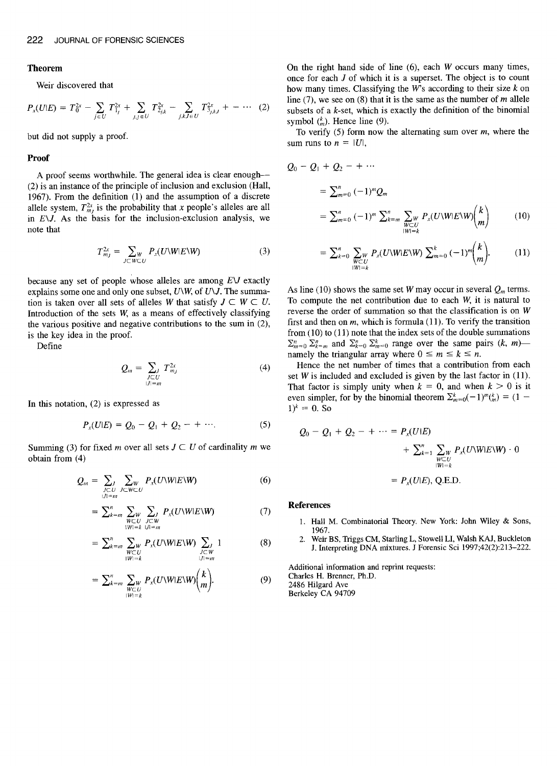### Theorem

Weir discovered that

$$P_x(U|E) = T_0^{2x} - \sum_{j \in U} T_{1_j}^{2x} + \sum_{j,J \in U} T_{2_{j,k}}^{2x} - \sum_{j,k,J \in U} T_{3_{j,k,J}}^{2x} + - \cdots \quad (2)$$

but did not supply a proof.

### Proof

A proof seems worthwhile. The general idea is clear enough—(2) is an instance of the principle of inclusion and exclusion (Hall, 1967). From the definition (1) and the assumption of a discrete allele system, $T_{m_J}^{2x}$ is the probability that $x$ people's alleles are all in $E \backslash J$. As the basis for the inclusion-exclusion analysis, we note that

$$T_{m_J}^{2x} = \sum_{\substack{W \\ J \subset W \subset U}} P_x(U \backslash W | E \backslash W) \quad (3)$$

because any set of people whose alleles are among $E \backslash J$ exactly explains some one and only one subset, $U \backslash W$, of $U \backslash J$. The summation is taken over all sets of alleles $W$ that satisfy $J \subset W \subset U$. Introduction of the sets $W$, as a means of effectively classifying the various positive and negative contributions to the sum in (2), is the key idea in the proof.

Define

$$Q_m = \sum_{\substack{J \subset U \\ |J| = m}} T_{m_J}^{2x} \quad (4)$$

In this notation, (2) is expressed as

$$P_x(U|E) = Q_0 - Q_1 + Q_2 - + \cdots. \quad (5)$$

Summing (3) for fixed $m$ over all sets $J \subset U$ of cardinality $m$ we obtain from (4)

$$Q_m = \sum_{\substack{J \subset U \\ |J| = m}} \sum_{\substack{W \\ J \subset W \subset U}} P_x(U \backslash W | E \backslash W) \quad (6)$$

$$= \sum_{k=m}^{n} \sum_{\substack{W \subset U \\ |W| = k}} \sum_{\substack{J \subset W \\ |J| = m}} P_x(U \backslash W | E \backslash W) \quad (7)$$

$$= \sum_{k=m}^{n} \sum_{\substack{W \subset U \\ |W| = k}} P_x(U \backslash W | E \backslash W) \sum_{\substack{J \subset W \\ |J| = m}} 1 \quad (8)$$

$$= \sum_{k=m}^{n} \sum_{\substack{W \subset U \\ |W| = k}} P_x(U \backslash W | E \backslash W) \binom{k}{m}. \quad (9)$$

On the right hand side of line (6), each $W$ occurs many times, once for each $J$ of which it is a superset. The object is to count how many times. Classifying the $W$'s according to their size $k$ on line (7), we see on (8) that it is the same as the number of $m$ allele subsets of a $k$-set, which is exactly the definition of the binomial symbol $\binom{k}{m}$. Hence line (9).

To verify (5) form now the alternating sum over $m$, where the sum runs to $n = |U|$,

$$Q_0 - Q_1 + Q_2 - + \cdots$$

$$= \sum_{m=0}^{n} (-1)^m Q_m$$

$$= \sum_{m=0}^{n} (-1)^m \sum_{k=m}^{n} \sum_{\substack{W \subset U \\ |W| = k}} P_x(U \backslash W | E \backslash W) \binom{k}{m} \quad (10)$$

$$= \sum_{k=0}^{n} \sum_{\substack{W \subset U \\ |W| = k}} P_x(U \backslash W | E \backslash W) \sum_{m=0}^{k} (-1)^m \binom{k}{m}. \quad (11)$$

As line (10) shows the same set $W$ may occur in several $Q_m$ terms. To compute the net contribution due to each $W$, it is natural to reverse the order of summation so that the classification is on $W$ first and then on $m$, which is formula (11). To verify the transition from (10) to (11) note that the index sets of the double summations $\sum_{m=0}^{n} \sum_{k=m}^{n}$ and $\sum_{k=0}^{n} \sum_{m=0}^{k}$ range over the same pairs $(k, m)$—namely the triangular array where $0 \leq m \leq k \leq n$.

Hence the net number of times that a contribution from each set $W$ is included and excluded is given by the last factor in (11). That factor is simply unity when $k = 0$, and when $k > 0$ is it even simpler, for by the binomial theorem $\sum_{m=0}^{k} (-1)^m \binom{k}{m} = (1 - 1)^k = 0$. So

$$Q_0 - Q_1 + Q_2 - + \cdots = P_x(U|E)$$

$$+ \sum_{k=1}^{n} \sum_{\substack{W \subset U \\ |W| = k}} P_x(U \backslash W | E \backslash W) \cdot 0$$

$$= P_x(U|E), \text{ Q.E.D.}$$

### References

1. Hall M. Combinatorial Theory. New York: John Wiley & Sons, 1967.
2. Weir BS, Triggs CM, Starling L, Stowell LI, Walsh KAJ, Buckleton J. Interpreting DNA mixtures. J Forensic Sci 1997;42(2):213–222.

Additional information and reprint requests:
Charles H. Brenner, Ph.D.
2486 Hilgard Ave
Berkeley CA 94709